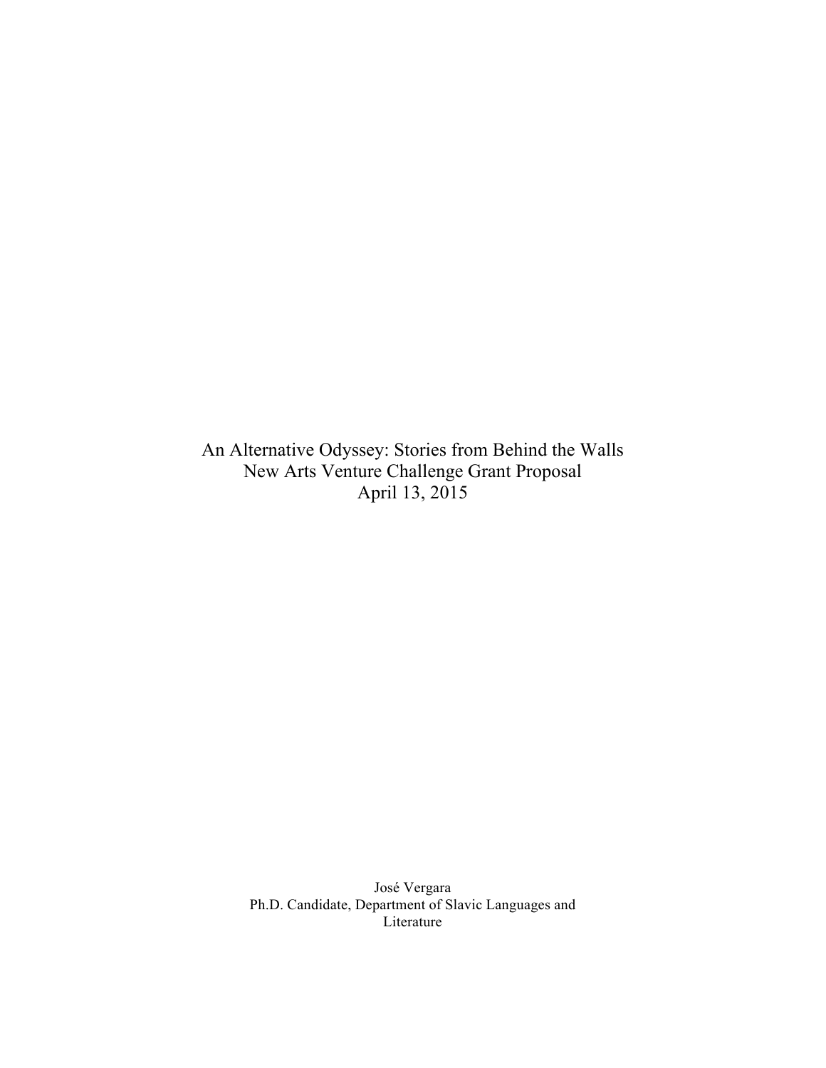# An Alternative Odyssey: Stories from Behind the Walls

New Arts Venture Challenge Grant Proposal

April 13, 2015

José Vergara

Ph.D. Candidate, Department of Slavic Languages and Literature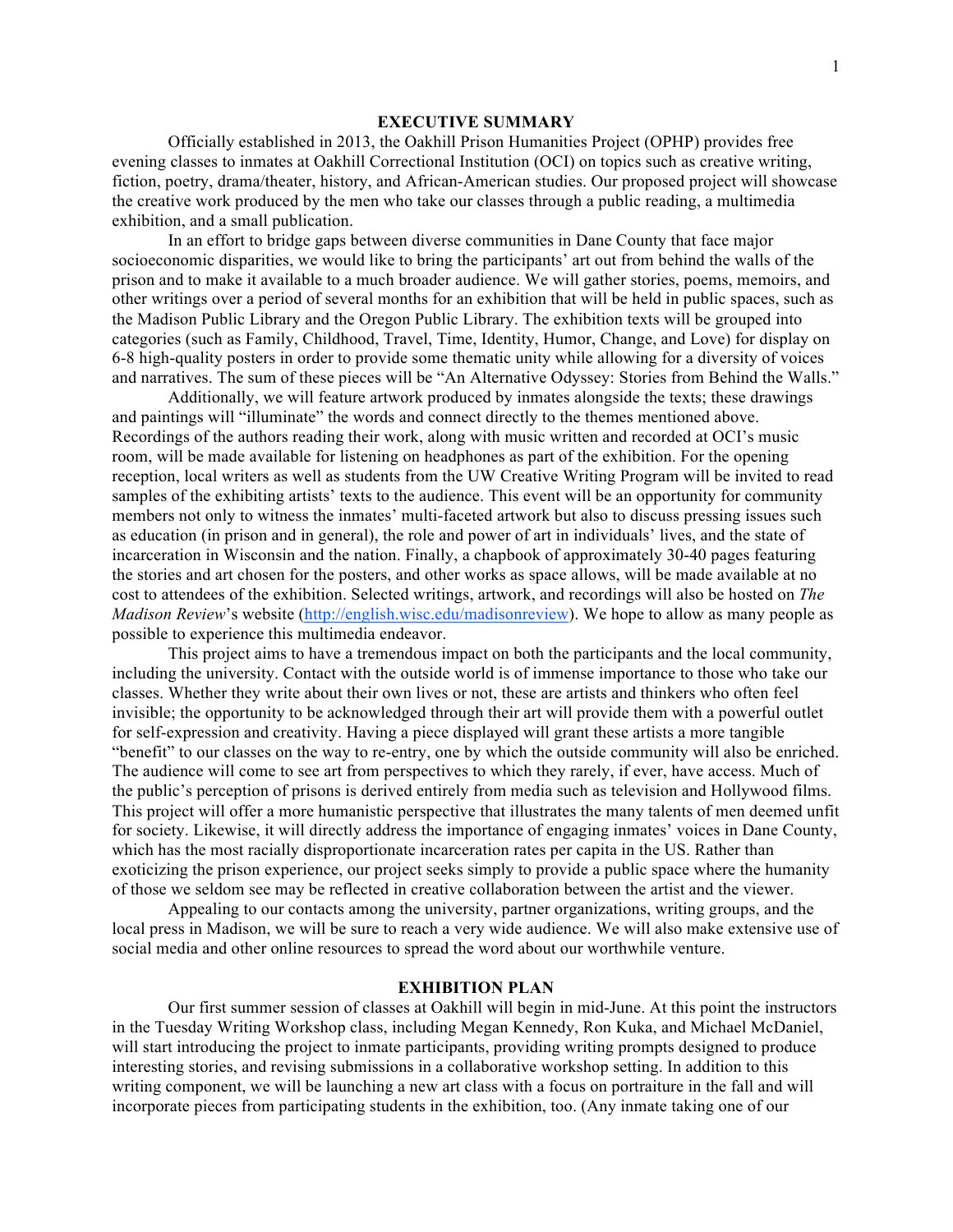## EXECUTIVE SUMMARY

Officially established in 2013, the Oakhill Prison Humanities Project (OPHP) provides free evening classes to inmates at Oakhill Correctional Institution (OCI) on topics such as creative writing, fiction, poetry, drama/theater, history, and African-American studies. Our proposed project will showcase the creative work produced by the men who take our classes through a public reading, a multimedia exhibition, and a small publication.

In an effort to bridge gaps between diverse communities in Dane County that face major socioeconomic disparities, we would like to bring the participants' art out from behind the walls of the prison and to make it available to a much broader audience. We will gather stories, poems, memoirs, and other writings over a period of several months for an exhibition that will be held in public spaces, such as the Madison Public Library and the Oregon Public Library. The exhibition texts will be grouped into categories (such as Family, Childhood, Travel, Time, Identity, Humor, Change, and Love) for display on 6-8 high-quality posters in order to provide some thematic unity while allowing for a diversity of voices and narratives. The sum of these pieces will be "An Alternative Odyssey: Stories from Behind the Walls."

Additionally, we will feature artwork produced by inmates alongside the texts; these drawings and paintings will "illuminate" the words and connect directly to the themes mentioned above. Recordings of the authors reading their work, along with music written and recorded at OCI's music room, will be made available for listening on headphones as part of the exhibition. For the opening reception, local writers as well as students from the UW Creative Writing Program will be invited to read samples of the exhibiting artists' texts to the audience. This event will be an opportunity for community members not only to witness the inmates' multi-faceted artwork but also to discuss pressing issues such as education (in prison and in general), the role and power of art in individuals' lives, and the state of incarceration in Wisconsin and the nation. Finally, a chapbook of approximately 30-40 pages featuring the stories and art chosen for the posters, and other works as space allows, will be made available at no cost to attendees of the exhibition. Selected writings, artwork, and recordings will also be hosted on *The Madison Review*'s website (http://english.wisc.edu/madisonreview). We hope to allow as many people as possible to experience this multimedia endeavor.

This project aims to have a tremendous impact on both the participants and the local community, including the university. Contact with the outside world is of immense importance to those who take our classes. Whether they write about their own lives or not, these are artists and thinkers who often feel invisible; the opportunity to be acknowledged through their art will provide them with a powerful outlet for self-expression and creativity. Having a piece displayed will grant these artists a more tangible "benefit" to our classes on the way to re-entry, one by which the outside community will also be enriched. The audience will come to see art from perspectives to which they rarely, if ever, have access. Much of the public's perception of prisons is derived entirely from media such as television and Hollywood films. This project will offer a more humanistic perspective that illustrates the many talents of men deemed unfit for society. Likewise, it will directly address the importance of engaging inmates' voices in Dane County, which has the most racially disproportionate incarceration rates per capita in the US. Rather than exoticizing the prison experience, our project seeks simply to provide a public space where the humanity of those we seldom see may be reflected in creative collaboration between the artist and the viewer.

Appealing to our contacts among the university, partner organizations, writing groups, and the local press in Madison, we will be sure to reach a very wide audience. We will also make extensive use of social media and other online resources to spread the word about our worthwhile venture.

## EXHIBITION PLAN

Our first summer session of classes at Oakhill will begin in mid-June. At this point the instructors in the Tuesday Writing Workshop class, including Megan Kennedy, Ron Kuka, and Michael McDaniel, will start introducing the project to inmate participants, providing writing prompts designed to produce interesting stories, and revising submissions in a collaborative workshop setting. In addition to this writing component, we will be launching a new art class with a focus on portraiture in the fall and will incorporate pieces from participating students in the exhibition, too. (Any inmate taking one of our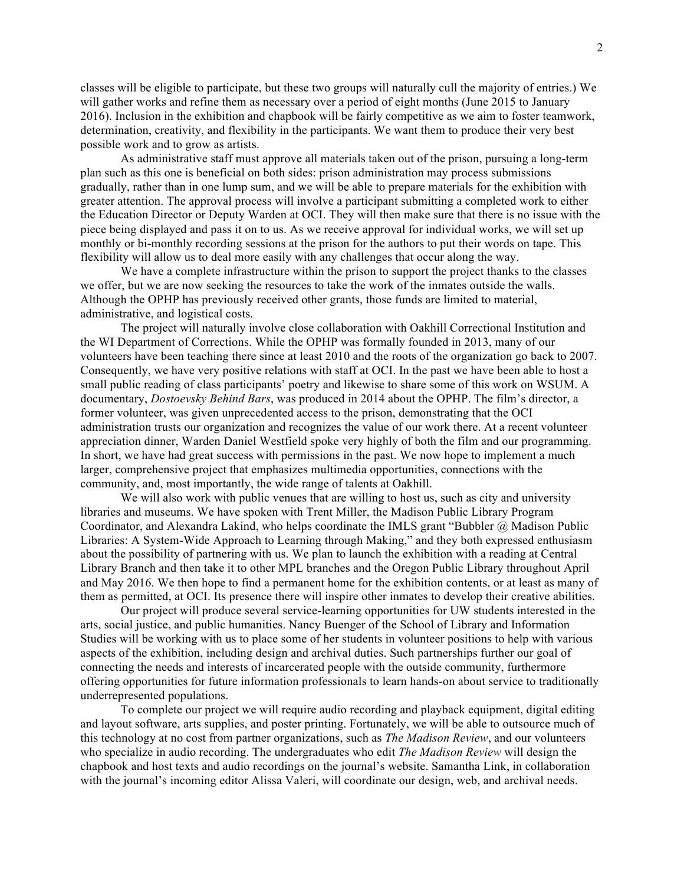classes will be eligible to participate, but these two groups will naturally cull the majority of entries.) We will gather works and refine them as necessary over a period of eight months (June 2015 to January 2016). Inclusion in the exhibition and chapbook will be fairly competitive as we aim to foster teamwork, determination, creativity, and flexibility in the participants. We want them to produce their very best possible work and to grow as artists.

As administrative staff must approve all materials taken out of the prison, pursuing a long-term plan such as this one is beneficial on both sides: prison administration may process submissions gradually, rather than in one lump sum, and we will be able to prepare materials for the exhibition with greater attention. The approval process will involve a participant submitting a completed work to either the Education Director or Deputy Warden at OCI. They will then make sure that there is no issue with the piece being displayed and pass it on to us. As we receive approval for individual works, we will set up monthly or bi-monthly recording sessions at the prison for the authors to put their words on tape. This flexibility will allow us to deal more easily with any challenges that occur along the way.

We have a complete infrastructure within the prison to support the project thanks to the classes we offer, but we are now seeking the resources to take the work of the inmates outside the walls. Although the OPHP has previously received other grants, those funds are limited to material, administrative, and logistical costs.

The project will naturally involve close collaboration with Oakhill Correctional Institution and the WI Department of Corrections. While the OPHP was formally founded in 2013, many of our volunteers have been teaching there since at least 2010 and the roots of the organization go back to 2007. Consequently, we have very positive relations with staff at OCI. In the past we have been able to host a small public reading of class participants' poetry and likewise to share some of this work on WSUM. A documentary, *Dostoevsky Behind Bars*, was produced in 2014 about the OPHP. The film's director, a former volunteer, was given unprecedented access to the prison, demonstrating that the OCI administration trusts our organization and recognizes the value of our work there. At a recent volunteer appreciation dinner, Warden Daniel Westfield spoke very highly of both the film and our programming. In short, we have had great success with permissions in the past. We now hope to implement a much larger, comprehensive project that emphasizes multimedia opportunities, connections with the community, and, most importantly, the wide range of talents at Oakhill.

We will also work with public venues that are willing to host us, such as city and university libraries and museums. We have spoken with Trent Miller, the Madison Public Library Program Coordinator, and Alexandra Lakind, who helps coordinate the IMLS grant "Bubbler @ Madison Public Libraries: A System-Wide Approach to Learning through Making," and they both expressed enthusiasm about the possibility of partnering with us. We plan to launch the exhibition with a reading at Central Library Branch and then take it to other MPL branches and the Oregon Public Library throughout April and May 2016. We then hope to find a permanent home for the exhibition contents, or at least as many of them as permitted, at OCI. Its presence there will inspire other inmates to develop their creative abilities.

Our project will produce several service-learning opportunities for UW students interested in the arts, social justice, and public humanities. Nancy Buenger of the School of Library and Information Studies will be working with us to place some of her students in volunteer positions to help with various aspects of the exhibition, including design and archival duties. Such partnerships further our goal of connecting the needs and interests of incarcerated people with the outside community, furthermore offering opportunities for future information professionals to learn hands-on about service to traditionally underrepresented populations.

To complete our project we will require audio recording and playback equipment, digital editing and layout software, arts supplies, and poster printing. Fortunately, we will be able to outsource much of this technology at no cost from partner organizations, such as *The Madison Review*, and our volunteers who specialize in audio recording. The undergraduates who edit *The Madison Review* will design the chapbook and host texts and audio recordings on the journal's website. Samantha Link, in collaboration with the journal's incoming editor Alissa Valeri, will coordinate our design, web, and archival needs.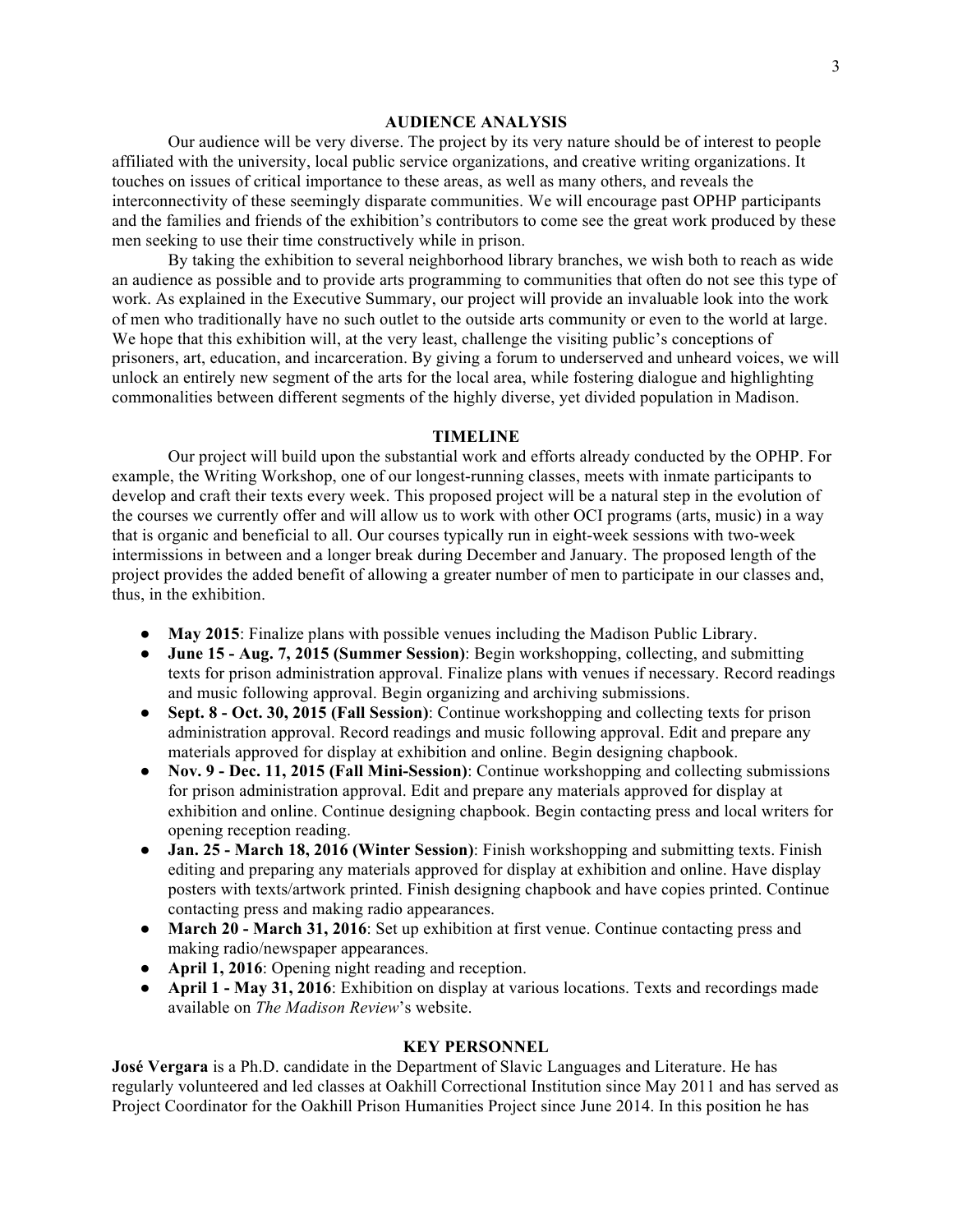## AUDIENCE ANALYSIS

Our audience will be very diverse. The project by its very nature should be of interest to people affiliated with the university, local public service organizations, and creative writing organizations. It touches on issues of critical importance to these areas, as well as many others, and reveals the interconnectivity of these seemingly disparate communities. We will encourage past OPHP participants and the families and friends of the exhibition's contributors to come see the great work produced by these men seeking to use their time constructively while in prison.

By taking the exhibition to several neighborhood library branches, we wish both to reach as wide an audience as possible and to provide arts programming to communities that often do not see this type of work. As explained in the Executive Summary, our project will provide an invaluable look into the work of men who traditionally have no such outlet to the outside arts community or even to the world at large. We hope that this exhibition will, at the very least, challenge the visiting public's conceptions of prisoners, art, education, and incarceration. By giving a forum to underserved and unheard voices, we will unlock an entirely new segment of the arts for the local area, while fostering dialogue and highlighting commonalities between different segments of the highly diverse, yet divided population in Madison.

## TIMELINE

Our project will build upon the substantial work and efforts already conducted by the OPHP. For example, the Writing Workshop, one of our longest-running classes, meets with inmate participants to develop and craft their texts every week. This proposed project will be a natural step in the evolution of the courses we currently offer and will allow us to work with other OCI programs (arts, music) in a way that is organic and beneficial to all. Our courses typically run in eight-week sessions with two-week intermissions in between and a longer break during December and January. The proposed length of the project provides the added benefit of allowing a greater number of men to participate in our classes and, thus, in the exhibition.

- **May 2015**: Finalize plans with possible venues including the Madison Public Library.
- **June 15 - Aug. 7, 2015 (Summer Session)**: Begin workshopping, collecting, and submitting texts for prison administration approval. Finalize plans with venues if necessary. Record readings and music following approval. Begin organizing and archiving submissions.
- **Sept. 8 - Oct. 30, 2015 (Fall Session)**: Continue workshopping and collecting texts for prison administration approval. Record readings and music following approval. Edit and prepare any materials approved for display at exhibition and online. Begin designing chapbook.
- **Nov. 9 - Dec. 11, 2015 (Fall Mini-Session)**: Continue workshopping and collecting submissions for prison administration approval. Edit and prepare any materials approved for display at exhibition and online. Continue designing chapbook. Begin contacting press and local writers for opening reception reading.
- **Jan. 25 - March 18, 2016 (Winter Session)**: Finish workshopping and submitting texts. Finish editing and preparing any materials approved for display at exhibition and online. Have display posters with texts/artwork printed. Finish designing chapbook and have copies printed. Continue contacting press and making radio appearances.
- **March 20 - March 31, 2016**: Set up exhibition at first venue. Continue contacting press and making radio/newspaper appearances.
- **April 1, 2016**: Opening night reading and reception.
- **April 1 - May 31, 2016**: Exhibition on display at various locations. Texts and recordings made available on *The Madison Review*'s website.

## KEY PERSONNEL

**José Vergara** is a Ph.D. candidate in the Department of Slavic Languages and Literature. He has regularly volunteered and led classes at Oakhill Correctional Institution since May 2011 and has served as Project Coordinator for the Oakhill Prison Humanities Project since June 2014. In this position he has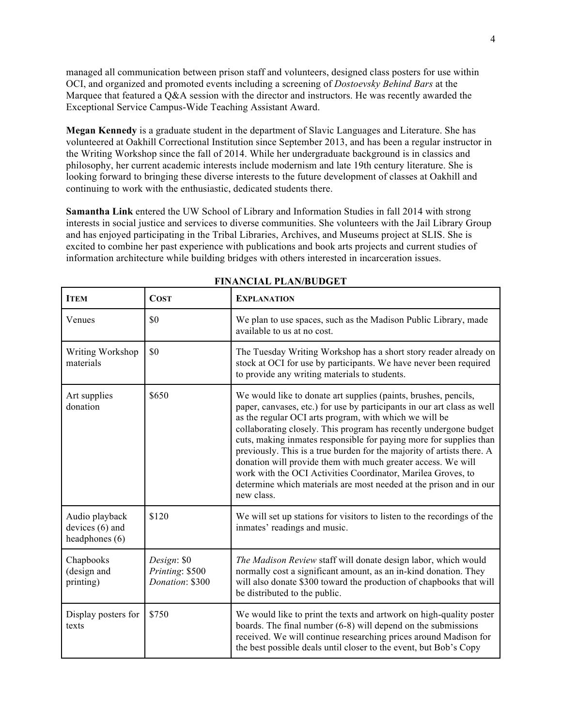managed all communication between prison staff and volunteers, designed class posters for use within OCI, and organized and promoted events including a screening of *Dostoevsky Behind Bars* at the Marquee that featured a Q&A session with the director and instructors. He was recently awarded the Exceptional Service Campus-Wide Teaching Assistant Award.

**Megan Kennedy** is a graduate student in the department of Slavic Languages and Literature. She has volunteered at Oakhill Correctional Institution since September 2013, and has been a regular instructor in the Writing Workshop since the fall of 2014. While her undergraduate background is in classics and philosophy, her current academic interests include modernism and late 19th century literature. She is looking forward to bringing these diverse interests to the future development of classes at Oakhill and continuing to work with the enthusiastic, dedicated students there.

**Samantha Link** entered the UW School of Library and Information Studies in fall 2014 with strong interests in social justice and services to diverse communities. She volunteers with the Jail Library Group and has enjoyed participating in the Tribal Libraries, Archives, and Museums project at SLIS. She is excited to combine her past experience with publications and book arts projects and current studies of information architecture while building bridges with others interested in incarceration issues.

**FINANCIAL PLAN/BUDGET**

| **Item** | **Cost** | **Explanation** |
|---|---|---|
| Venues | $0 | We plan to use spaces, such as the Madison Public Library, made available to us at no cost. |
| Writing Workshop materials | $0 | The Tuesday Writing Workshop has a short story reader already on stock at OCI for use by participants. We have never been required to provide any writing materials to students. |
| Art supplies donation | $650 | We would like to donate art supplies (paints, brushes, pencils, paper, canvases, etc.) for use by participants in our art class as well as the regular OCI arts program, with which we will be collaborating closely. This program has recently undergone budget cuts, making inmates responsible for paying more for supplies than previously. This is a true burden for the majority of artists there. A donation will provide them with much greater access. We will work with the OCI Activities Coordinator, Marilea Groves, to determine which materials are most needed at the prison and in our new class. |
| Audio playback devices (6) and headphones (6) | $120 | We will set up stations for visitors to listen to the recordings of the inmates' readings and music. |
| Chapbooks (design and printing) | *Design*: $0<br>*Printing*: $500<br>*Donation*: $300 | *The Madison Review* staff will donate design labor, which would normally cost a significant amount, as an in-kind donation. They will also donate $300 toward the production of chapbooks that will be distributed to the public. |
| Display posters for texts | $750 | We would like to print the texts and artwork on high-quality poster boards. The final number (6-8) will depend on the submissions received. We will continue researching prices around Madison for the best possible deals until closer to the event, but Bob's Copy |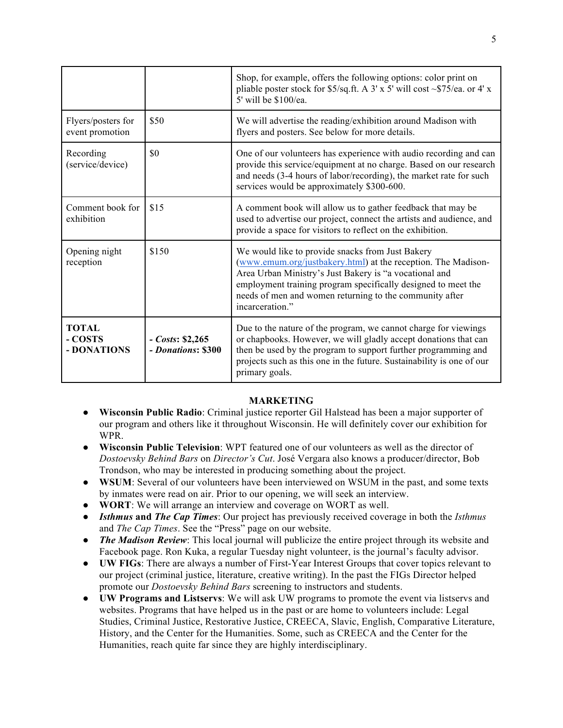| | | |
|---|---|---|
| | | Shop, for example, offers the following options: color print on pliable poster stock for $5/sq.ft. A 3' x 5' will cost ~$75/ea. or 4' x 5' will be $100/ea. |
| Flyers/posters for event promotion | $50 | We will advertise the reading/exhibition around Madison with flyers and posters. See below for more details. |
| Recording (service/device) | $0 | One of our volunteers has experience with audio recording and can provide this service/equipment at no charge. Based on our research and needs (3-4 hours of labor/recording), the market rate for such services would be approximately $300-600. |
| Comment book for exhibition | $15 | A comment book will allow us to gather feedback that may be used to advertise our project, connect the artists and audience, and provide a space for visitors to reflect on the exhibition. |
| Opening night reception | $150 | We would like to provide snacks from Just Bakery (www.emum.org/justbakery.html) at the reception. The Madison-Area Urban Ministry's Just Bakery is "a vocational and employment training program specifically designed to meet the needs of men and women returning to the community after incarceration." |
| **TOTAL - COSTS - DONATIONS** | ***- Costs*: $2,265** ***- Donations*: $300** | Due to the nature of the program, we cannot charge for viewings or chapbooks. However, we will gladly accept donations that can then be used by the program to support further programming and projects such as this one in the future. Sustainability is one of our primary goals. |

## MARKETING

- **Wisconsin Public Radio**: Criminal justice reporter Gil Halstead has been a major supporter of our program and others like it throughout Wisconsin. He will definitely cover our exhibition for WPR.
- **Wisconsin Public Television**: WPT featured one of our volunteers as well as the director of *Dostoevsky Behind Bars* on *Director's Cut*. José Vergara also knows a producer/director, Bob Trondson, who may be interested in producing something about the project.
- **WSUM**: Several of our volunteers have been interviewed on WSUM in the past, and some texts by inmates were read on air. Prior to our opening, we will seek an interview.
- **WORT**: We will arrange an interview and coverage on WORT as well.
- ***Isthmus* and *The Cap Times***: Our project has previously received coverage in both the *Isthmus* and *The Cap Times*. See the "Press" page on our website.
- ***The Madison Review***: This local journal will publicize the entire project through its website and Facebook page. Ron Kuka, a regular Tuesday night volunteer, is the journal's faculty advisor.
- **UW FIGs**: There are always a number of First-Year Interest Groups that cover topics relevant to our project (criminal justice, literature, creative writing). In the past the FIGs Director helped promote our *Dostoevsky Behind Bars* screening to instructors and students.
- **UW Programs and Listservs**: We will ask UW programs to promote the event via listservs and websites. Programs that have helped us in the past or are home to volunteers include: Legal Studies, Criminal Justice, Restorative Justice, CREECA, Slavic, English, Comparative Literature, History, and the Center for the Humanities. Some, such as CREECA and the Center for the Humanities, reach quite far since they are highly interdisciplinary.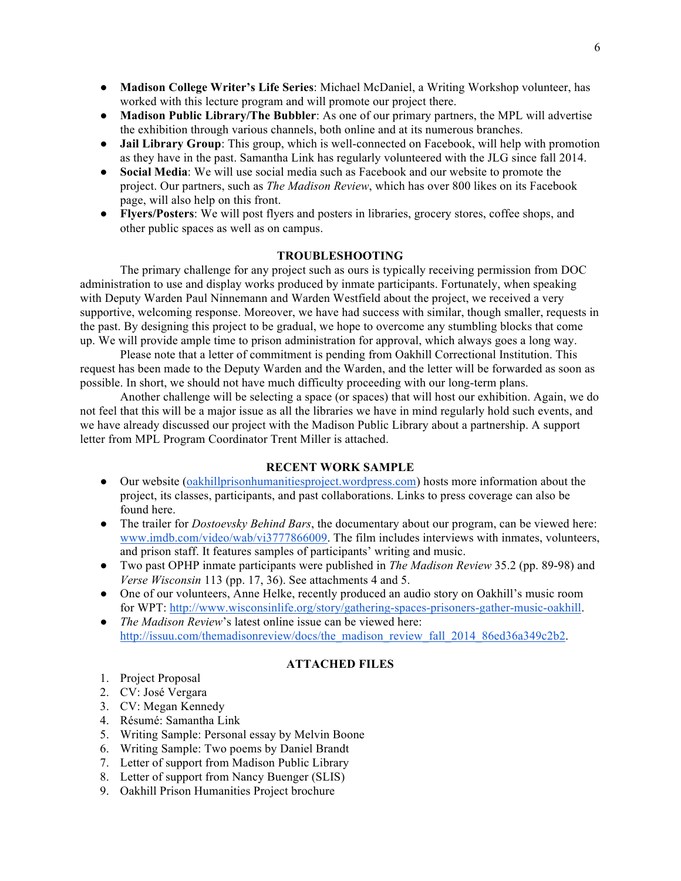- **Madison College Writer's Life Series**: Michael McDaniel, a Writing Workshop volunteer, has worked with this lecture program and will promote our project there.
- **Madison Public Library/The Bubbler**: As one of our primary partners, the MPL will advertise the exhibition through various channels, both online and at its numerous branches.
- **Jail Library Group**: This group, which is well-connected on Facebook, will help with promotion as they have in the past. Samantha Link has regularly volunteered with the JLG since fall 2014.
- **Social Media**: We will use social media such as Facebook and our website to promote the project. Our partners, such as *The Madison Review*, which has over 800 likes on its Facebook page, will also help on this front.
- **Flyers/Posters**: We will post flyers and posters in libraries, grocery stores, coffee shops, and other public spaces as well as on campus.

## TROUBLESHOOTING

The primary challenge for any project such as ours is typically receiving permission from DOC administration to use and display works produced by inmate participants. Fortunately, when speaking with Deputy Warden Paul Ninnemann and Warden Westfield about the project, we received a very supportive, welcoming response. Moreover, we have had success with similar, though smaller, requests in the past. By designing this project to be gradual, we hope to overcome any stumbling blocks that come up. We will provide ample time to prison administration for approval, which always goes a long way.

Please note that a letter of commitment is pending from Oakhill Correctional Institution. This request has been made to the Deputy Warden and the Warden, and the letter will be forwarded as soon as possible. In short, we should not have much difficulty proceeding with our long-term plans.

Another challenge will be selecting a space (or spaces) that will host our exhibition. Again, we do not feel that this will be a major issue as all the libraries we have in mind regularly hold such events, and we have already discussed our project with the Madison Public Library about a partnership. A support letter from MPL Program Coordinator Trent Miller is attached.

## RECENT WORK SAMPLE

- Our website (oakhillprisonhumanitiesproject.wordpress.com) hosts more information about the project, its classes, participants, and past collaborations. Links to press coverage can also be found here.
- The trailer for *Dostoevsky Behind Bars*, the documentary about our program, can be viewed here: www.imdb.com/video/wab/vi3777866009. The film includes interviews with inmates, volunteers, and prison staff. It features samples of participants' writing and music.
- Two past OPHP inmate participants were published in *The Madison Review* 35.2 (pp. 89-98) and *Verse Wisconsin* 113 (pp. 17, 36). See attachments 4 and 5.
- One of our volunteers, Anne Helke, recently produced an audio story on Oakhill's music room for WPT: http://www.wisconsinlife.org/story/gathering-spaces-prisoners-gather-music-oakhill.
- *The Madison Review*'s latest online issue can be viewed here: http://issuu.com/themadisonreview/docs/the_madison_review_fall_2014_86ed36a349c2b2.

## ATTACHED FILES

1. Project Proposal
2. CV: José Vergara
3. CV: Megan Kennedy
4. Résumé: Samantha Link
5. Writing Sample: Personal essay by Melvin Boone
6. Writing Sample: Two poems by Daniel Brandt
7. Letter of support from Madison Public Library
8. Letter of support from Nancy Buenger (SLIS)
9. Oakhill Prison Humanities Project brochure